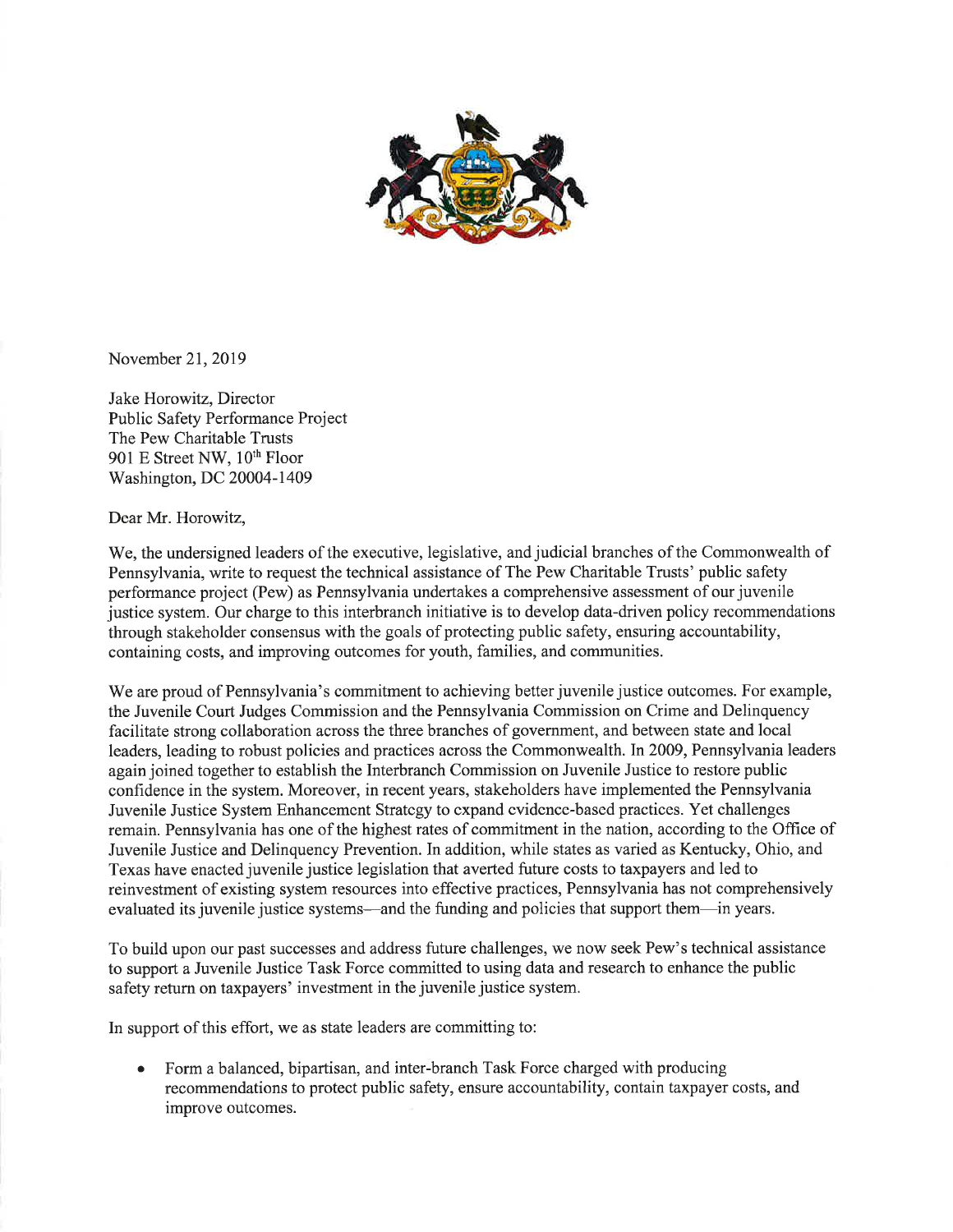November 21, 2019

Jake Horowitz, Director
Public Safety Performance Project
The Pew Charitable Trusts
901 E Street NW, 10th Floor
Washington, DC 20004-1409

Dear Mr. Horowitz,

We, the undersigned leaders of the executive, legislative, and judicial branches of the Commonwealth of Pennsylvania, write to request the technical assistance of The Pew Charitable Trusts' public safety performance project (Pew) as Pennsylvania undertakes a comprehensive assessment of our juvenile justice system. Our charge to this interbranch initiative is to develop data-driven policy recommendations through stakeholder consensus with the goals of protecting public safety, ensuring accountability, containing costs, and improving outcomes for youth, families, and communities.

We are proud of Pennsylvania's commitment to achieving better juvenile justice outcomes. For example, the Juvenile Court Judges Commission and the Pennsylvania Commission on Crime and Delinquency facilitate strong collaboration across the three branches of government, and between state and local leaders, leading to robust policies and practices across the Commonwealth. In 2009, Pennsylvania leaders again joined together to establish the Interbranch Commission on Juvenile Justice to restore public confidence in the system. Moreover, in recent years, stakeholders have implemented the Pennsylvania Juvenile Justice System Enhancement Strategy to expand evidence-based practices. Yet challenges remain. Pennsylvania has one of the highest rates of commitment in the nation, according to the Office of Juvenile Justice and Delinquency Prevention. In addition, while states as varied as Kentucky, Ohio, and Texas have enacted juvenile justice legislation that averted future costs to taxpayers and led to reinvestment of existing system resources into effective practices, Pennsylvania has not comprehensively evaluated its juvenile justice systems—and the funding and policies that support them—in years.

To build upon our past successes and address future challenges, we now seek Pew's technical assistance to support a Juvenile Justice Task Force committed to using data and research to enhance the public safety return on taxpayers' investment in the juvenile justice system.

In support of this effort, we as state leaders are committing to:

- Form a balanced, bipartisan, and inter-branch Task Force charged with producing recommendations to protect public safety, ensure accountability, contain taxpayer costs, and improve outcomes.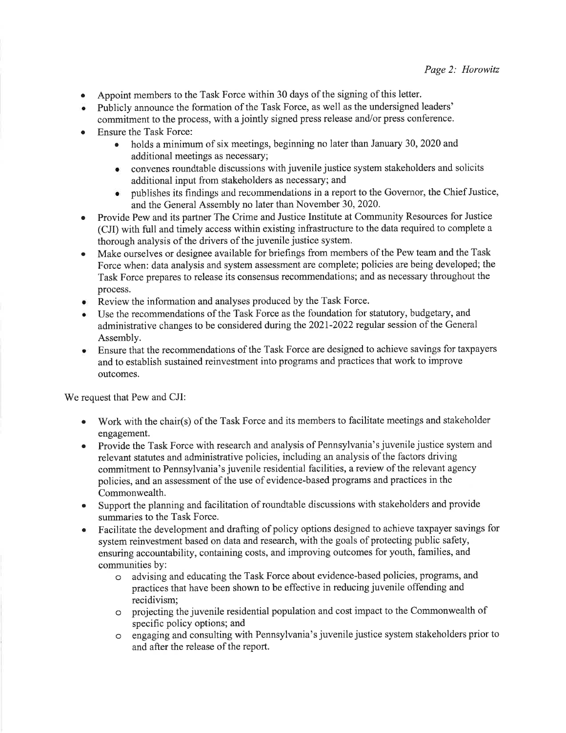- Appoint members to the Task Force within 30 days of the signing of this letter.
- Publicly announce the formation of the Task Force, as well as the undersigned leaders' commitment to the process, with a jointly signed press release and/or press conference.
- Ensure the Task Force:
    - holds a minimum of six meetings, beginning no later than January 30, 2020 and additional meetings as necessary;
    - convenes roundtable discussions with juvenile justice system stakeholders and solicits additional input from stakeholders as necessary; and
    - publishes its findings and recommendations in a report to the Governor, the Chief Justice, and the General Assembly no later than November 30, 2020.
- Provide Pew and its partner The Crime and Justice Institute at Community Resources for Justice (CJI) with full and timely access within existing infrastructure to the data required to complete a thorough analysis of the drivers of the juvenile justice system.
- Make ourselves or designee available for briefings from members of the Pew team and the Task Force when: data analysis and system assessment are complete; policies are being developed; the Task Force prepares to release its consensus recommendations; and as necessary throughout the process.
- Review the information and analyses produced by the Task Force.
- Use the recommendations of the Task Force as the foundation for statutory, budgetary, and administrative changes to be considered during the 2021-2022 regular session of the General Assembly.
- Ensure that the recommendations of the Task Force are designed to achieve savings for taxpayers and to establish sustained reinvestment into programs and practices that work to improve outcomes.

We request that Pew and CJI:

- Work with the chair(s) of the Task Force and its members to facilitate meetings and stakeholder engagement.
- Provide the Task Force with research and analysis of Pennsylvania's juvenile justice system and relevant statutes and administrative policies, including an analysis of the factors driving commitment to Pennsylvania's juvenile residential facilities, a review of the relevant agency policies, and an assessment of the use of evidence-based programs and practices in the Commonwealth.
- Support the planning and facilitation of roundtable discussions with stakeholders and provide summaries to the Task Force.
- Facilitate the development and drafting of policy options designed to achieve taxpayer savings for system reinvestment based on data and research, with the goals of protecting public safety, ensuring accountability, containing costs, and improving outcomes for youth, families, and communities by:
    - advising and educating the Task Force about evidence-based policies, programs, and practices that have been shown to be effective in reducing juvenile offending and recidivism;
    - projecting the juvenile residential population and cost impact to the Commonwealth of specific policy options; and
    - engaging and consulting with Pennsylvania's juvenile justice system stakeholders prior to and after the release of the report.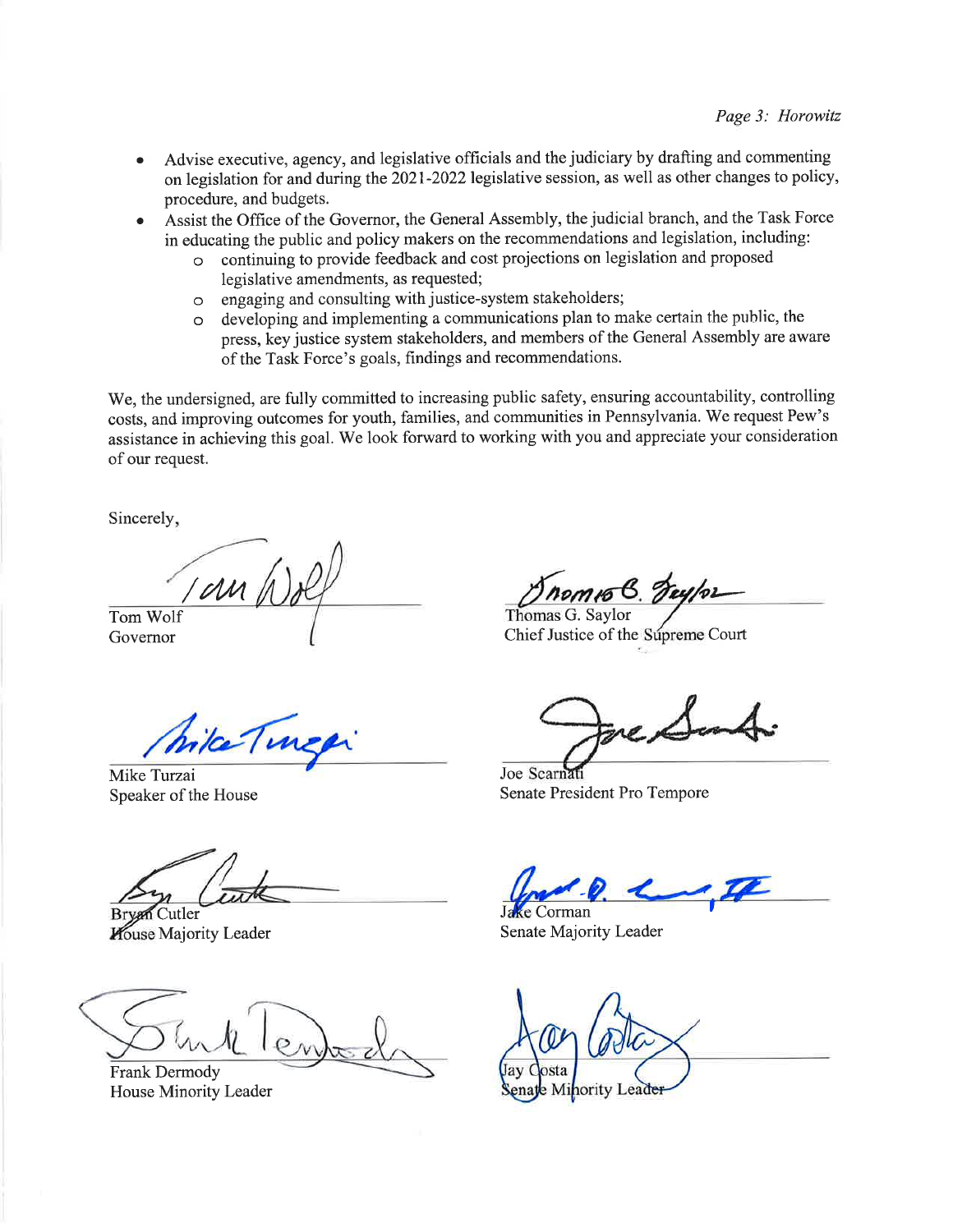- Advise executive, agency, and legislative officials and the judiciary by drafting and commenting on legislation for and during the 2021-2022 legislative session, as well as other changes to policy, procedure, and budgets.
- Assist the Office of the Governor, the General Assembly, the judicial branch, and the Task Force in educating the public and policy makers on the recommendations and legislation, including:
  - continuing to provide feedback and cost projections on legislation and proposed legislative amendments, as requested;
  - engaging and consulting with justice-system stakeholders;
  - developing and implementing a communications plan to make certain the public, the press, key justice system stakeholders, and members of the General Assembly are aware of the Task Force's goals, findings and recommendations.

We, the undersigned, are fully committed to increasing public safety, ensuring accountability, controlling costs, and improving outcomes for youth, families, and communities in Pennsylvania. We request Pew's assistance in achieving this goal. We look forward to working with you and appreciate your consideration of our request.

Sincerely,

Tom Wolf
Governor

Thomas G. Saylor
Chief Justice of the Supreme Court

Mike Turzai
Speaker of the House

Joe Scarnati
Senate President Pro Tempore

Bryan Cutler
House Majority Leader

Jake Corman
Senate Majority Leader

Frank Dermody
House Minority Leader

Jay Costa
Senate Minority Leader